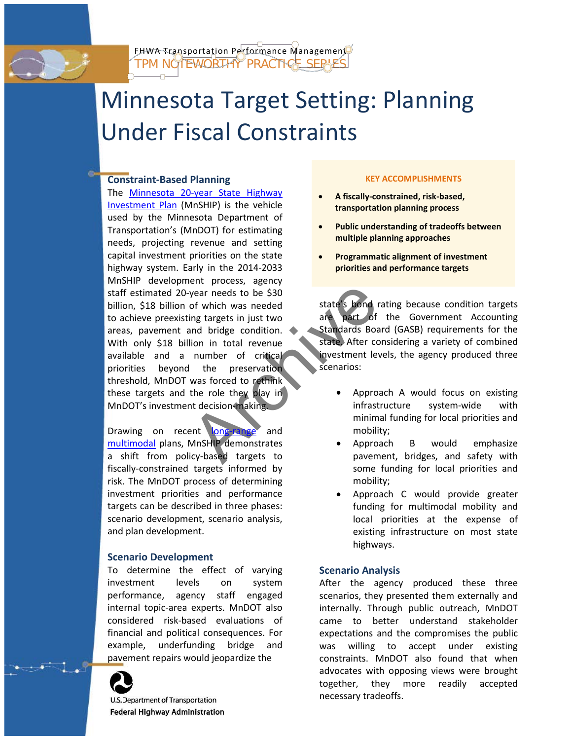FHWA Transportation Performance Management
TPM NOTEWORTHY PRACTICE SERIES

# Minnesota Target Setting: Planning Under Fiscal Constraints

> **KEY ACCOMPLISHMENTS**
>
> - **A fiscally-constrained, risk-based, transportation planning process**
> - **Public understanding of tradeoffs between multiple planning approaches**
> - **Programmatic alignment of investment priorities and performance targets**

## Constraint-Based Planning

The Minnesota 20-year State Highway Investment Plan (MnSHIP) is the vehicle used by the Minnesota Department of Transportation's (MnDOT) for estimating needs, projecting revenue and setting capital investment priorities on the state highway system. Early in the 2014-2033 MnSHIP development process, agency staff estimated 20-year needs to be $30 billion, $18 billion of which was needed to achieve preexisting targets in just two areas, pavement and bridge condition. With only $18 billion in total revenue available and a number of critical priorities beyond the preservation threshold, MnDOT was forced to rethink these targets and the role they play in MnDOT's investment decision-making.

Drawing on recent long-range and multimodal plans, MnSHIP demonstrates a shift from policy-based targets to fiscally-constrained targets informed by risk. The MnDOT process of determining investment priorities and performance targets can be described in three phases: scenario development, scenario analysis, and plan development.

## Scenario Development

To determine the effect of varying investment levels on system performance, agency staff engaged internal topic-area experts. MnDOT also considered risk-based evaluations of financial and political consequences. For example, underfunding bridge and pavement repairs would jeopardize the state's bond rating because condition targets are part of the Government Accounting Standards Board (GASB) requirements for the state. After considering a variety of combined investment levels, the agency produced three scenarios:

- Approach A would focus on existing infrastructure system-wide with minimal funding for local priorities and mobility;
- Approach B would emphasize pavement, bridges, and safety with some funding for local priorities and mobility;
- Approach C would provide greater funding for multimodal mobility and local priorities at the expense of existing infrastructure on most state highways.

## Scenario Analysis

After the agency produced these three scenarios, they presented them externally and internally. Through public outreach, MnDOT came to better understand stakeholder expectations and the compromises the public was willing to accept under existing constraints. MnDOT also found that when advocates with opposing views were brought together, they more readily accepted necessary tradeoffs.

U.S. Department of Transportation
Federal Highway Administration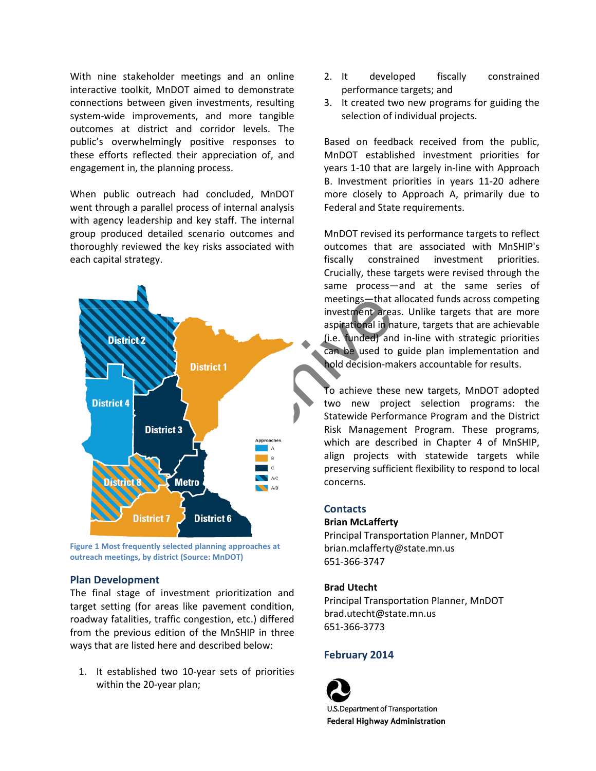With nine stakeholder meetings and an online interactive toolkit, MnDOT aimed to demonstrate connections between given investments, resulting system-wide improvements, and more tangible outcomes at district and corridor levels. The public's overwhelmingly positive responses to these efforts reflected their appreciation of, and engagement in, the planning process.

When public outreach had concluded, MnDOT went through a parallel process of internal analysis with agency leadership and key staff. The internal group produced detailed scenario outcomes and thoroughly reviewed the key risks associated with each capital strategy.

District 2
District 1
District 4
District 3
District 8
Metro
District 7
District 6
Approaches
A
B
C
A/C
A/B

Figure 1 Most frequently selected planning approaches at outreach meetings, by district (Source: MnDOT)

## Plan Development

The final stage of investment prioritization and target setting (for areas like pavement condition, roadway fatalities, traffic congestion, etc.) differed from the previous edition of the MnSHIP in three ways that are listed here and described below:

1. It established two 10-year sets of priorities within the 20-year plan;
2. It developed fiscally constrained performance targets; and
3. It created two new programs for guiding the selection of individual projects.

Based on feedback received from the public, MnDOT established investment priorities for years 1-10 that are largely in-line with Approach B. Investment priorities in years 11-20 adhere more closely to Approach A, primarily due to Federal and State requirements.

MnDOT revised its performance targets to reflect outcomes that are associated with MnSHIP's fiscally constrained investment priorities. Crucially, these targets were revised through the same process—and at the same series of meetings—that allocated funds across competing investment areas. Unlike targets that are more aspirational in nature, targets that are achievable (i.e. funded) and in-line with strategic priorities can be used to guide plan implementation and hold decision-makers accountable for results.

To achieve these new targets, MnDOT adopted two new project selection programs: the Statewide Performance Program and the District Risk Management Program. These programs, which are described in Chapter 4 of MnSHIP, align projects with statewide targets while preserving sufficient flexibility to respond to local concerns.

## Contacts

**Brian McLafferty**
Principal Transportation Planner, MnDOT
brian.mclafferty@state.mn.us
651-366-3747

**Brad Utecht**
Principal Transportation Planner, MnDOT
brad.utecht@state.mn.us
651-366-3773

## February 2014

U.S. Department of Transportation
**Federal Highway Administration**